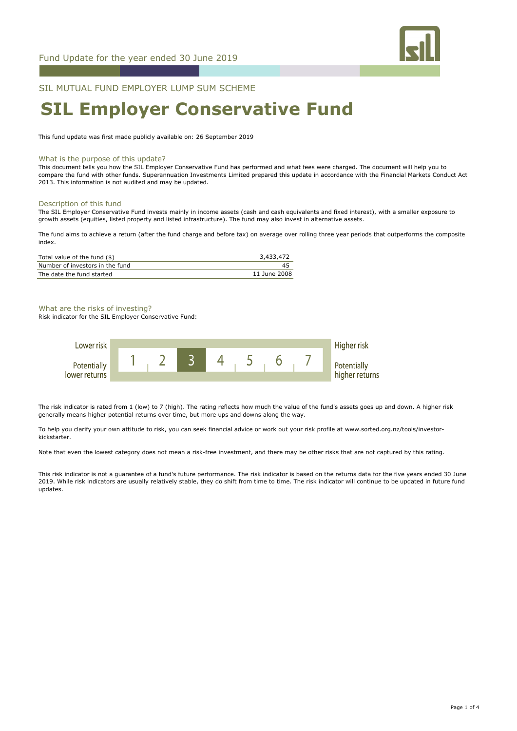Fund Update for the year ended 30 June 2019

SIL MUTUAL FUND EMPLOYER LUMP SUM SCHEME

# SIL Employer Conservative Fund

This fund update was first made publicly available on: 26 September 2019

## What is the purpose of this update?

This document tells you how the SIL Employer Conservative Fund has performed and what fees were charged. The document will help you to compare the fund with other funds. Superannuation Investments Limited prepared this update in accordance with the Financial Markets Conduct Act 2013. This information is not audited and may be updated.

## Description of this fund

The SIL Employer Conservative Fund invests mainly in income assets (cash and cash equivalents and fixed interest), with a smaller exposure to growth assets (equities, listed property and listed infrastructure). The fund may also invest in alternative assets.

The fund aims to achieve a return (after the fund charge and before tax) on average over rolling three year periods that outperforms the composite index.

| | |
|---|---|
| Total value of the fund ($) | 3,433,472 |
| Number of investors in the fund | 45 |
| The date the fund started | 11 June 2008 |

## What are the risks of investing?

Risk indicator for the SIL Employer Conservative Fund:

| Lower risk / Potentially lower returns | 1 | 2 | **3** | 4 | 5 | 6 | 7 | Higher risk / Potentially higher returns |
|---|---|---|---|---|---|---|---|---|

The risk indicator is rated from 1 (low) to 7 (high). The rating reflects how much the value of the fund's assets goes up and down. A higher risk generally means higher potential returns over time, but more ups and downs along the way.

To help you clarify your own attitude to risk, you can seek financial advice or work out your risk profile at www.sorted.org.nz/tools/investor-kickstarter.

Note that even the lowest category does not mean a risk-free investment, and there may be other risks that are not captured by this rating.

This risk indicator is not a guarantee of a fund's future performance. The risk indicator is based on the returns data for the five years ended 30 June 2019. While risk indicators are usually relatively stable, they do shift from time to time. The risk indicator will continue to be updated in future fund updates.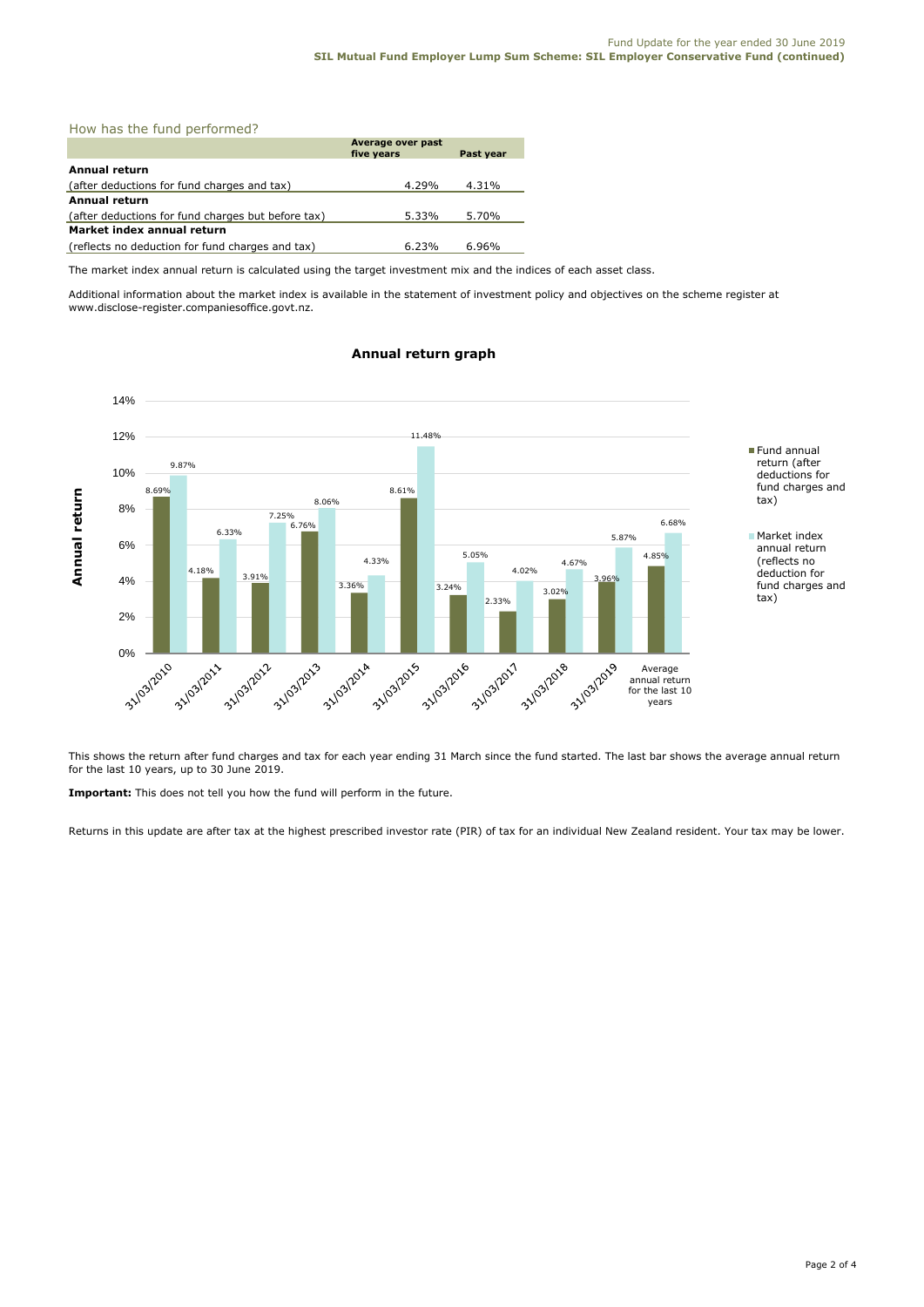## How has the fund performed?

| | Average over past five years | Past year |
|---|---|---|
| **Annual return** | | |
| (after deductions for fund charges and tax) | 4.29% | 4.31% |
| **Annual return** | | |
| (after deductions for fund charges but before tax) | 5.33% | 5.70% |
| **Market index annual return** | | |
| (reflects no deduction for fund charges and tax) | 6.23% | 6.96% |

The market index annual return is calculated using the target investment mix and the indices of each asset class.

Additional information about the market index is available in the statement of investment policy and objectives on the scheme register at www.disclose-register.companiesoffice.govt.nz.

### Annual return graph

| Year | Fund annual return (after deductions for fund charges and tax) | Market index annual return (reflects no deduction for fund charges and tax) |
|---|---|---|
| 31/03/2010 | 8.69% | 9.87% |
| 31/03/2011 | 4.18% | 6.33% |
| 31/03/2012 | 3.91% | 7.25% |
| 31/03/2013 | 6.76% | 8.06% |
| 31/03/2014 | 3.36% | 4.33% |
| 31/03/2015 | 8.61% | 11.48% |
| 31/03/2016 | 3.24% | 5.05% |
| 31/03/2017 | 2.33% | 4.02% |
| 31/03/2018 | 3.02% | 4.67% |
| 31/03/2019 | 3.96% | 5.87% |
| Average annual return for the last 10 years | 4.85% | 6.68% |

This shows the return after fund charges and tax for each year ending 31 March since the fund started. The last bar shows the average annual return for the last 10 years, up to 30 June 2019.

**Important:** This does not tell you how the fund will perform in the future.

Returns in this update are after tax at the highest prescribed investor rate (PIR) of tax for an individual New Zealand resident. Your tax may be lower.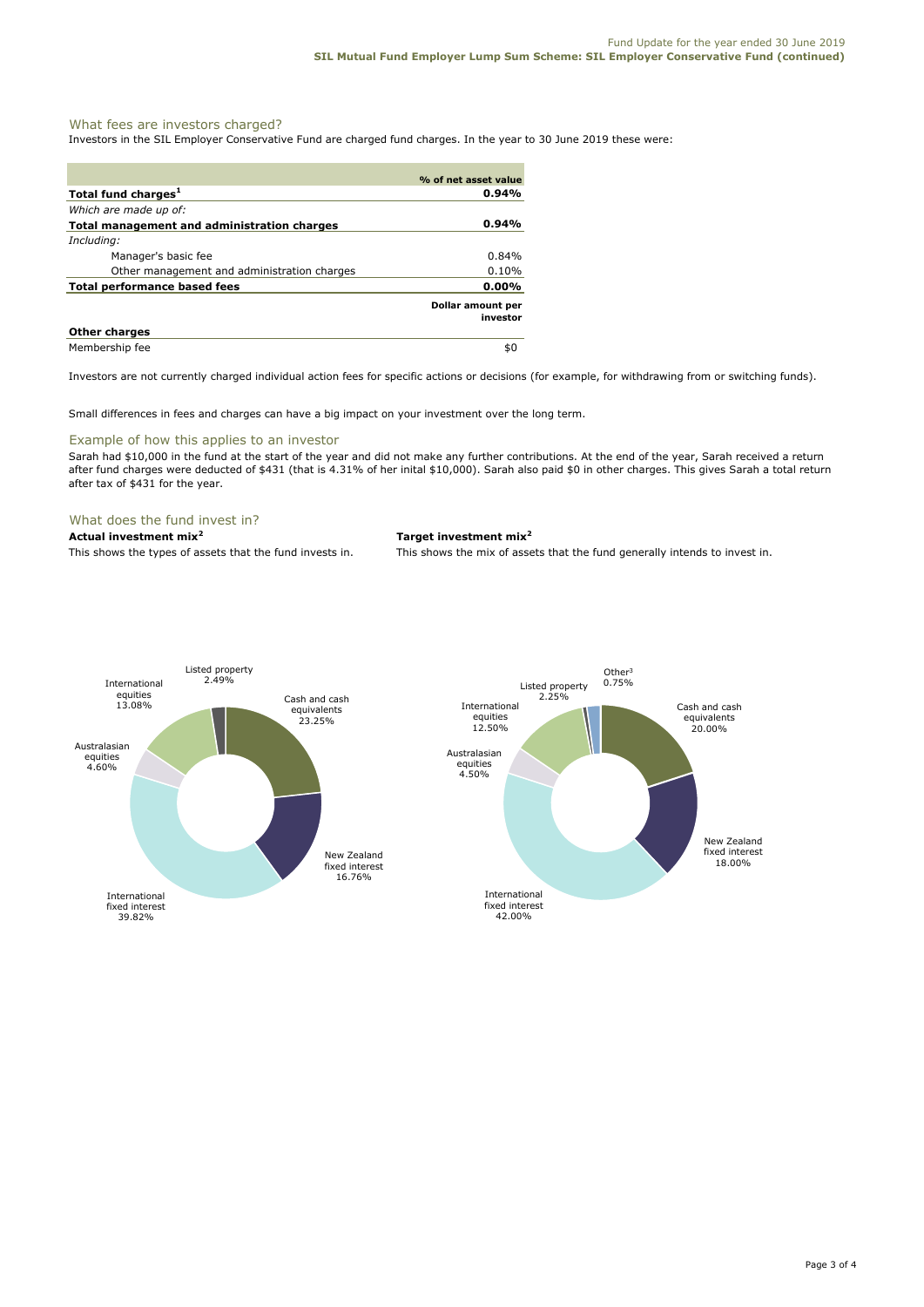## What fees are investors charged?

Investors in the SIL Employer Conservative Fund are charged fund charges. In the year to 30 June 2019 these were:

| | % of net asset value |
|---|---|
| **Total fund charges[1]** | **0.94%** |
| *Which are made up of:* | |
| **Total management and administration charges** | **0.94%** |
| *Including:* | |
| Manager's basic fee | 0.84% |
| Other management and administration charges | 0.10% |
| **Total performance based fees** | **0.00%** |
| | **Dollar amount per investor** |
| **Other charges** | |
| Membership fee | $0 |

Investors are not currently charged individual action fees for specific actions or decisions (for example, for withdrawing from or switching funds).

Small differences in fees and charges can have a big impact on your investment over the long term.

## Example of how this applies to an investor

Sarah had $10,000 in the fund at the start of the year and did not make any further contributions. At the end of the year, Sarah received a return after fund charges were deducted of $431 (that is 4.31% of her inital $10,000). Sarah also paid $0 in other charges. This gives Sarah a total return after tax of $431 for the year.

## What does the fund invest in?

**Actual investment mix[2]**

This shows the types of assets that the fund invests in.

| Asset | % |
|---|---|
| Cash and cash equivalents | 23.25% |
| New Zealand fixed interest | 16.76% |
| International fixed interest | 39.82% |
| Australasian equities | 4.60% |
| International equities | 13.08% |
| Listed property | 2.49% |

**Target investment mix[2]**

This shows the mix of assets that the fund generally intends to invest in.

| Asset | % |
|---|---|
| Cash and cash equivalents | 20.00% |
| New Zealand fixed interest | 18.00% |
| International fixed interest | 42.00% |
| Australasian equities | 4.50% |
| International equities | 12.50% |
| Listed property | 2.25% |
| Other[3] | 0.75% |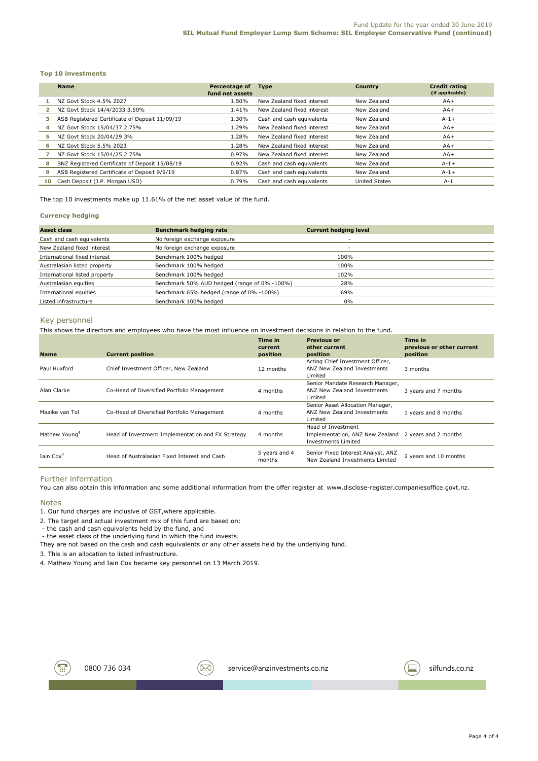### Top 10 investments

| | Name | Percentage of fund net assets | Type | Country | Credit rating (if applicable) |
|---|---|---|---|---|---|
| 1 | NZ Govt Stock 4.5% 2027 | 1.50% | New Zealand fixed interest | New Zealand | AA+ |
| 2 | NZ Govt Stock 14/4/2033 3.50% | 1.41% | New Zealand fixed interest | New Zealand | AA+ |
| 3 | ASB Registered Certificate of Deposit 11/09/19 | 1.30% | Cash and cash equivalents | New Zealand | A-1+ |
| 4 | NZ Govt Stock 15/04/37 2.75% | 1.29% | New Zealand fixed interest | New Zealand | AA+ |
| 5 | NZ Govt Stock 20/04/29 3% | 1.28% | New Zealand fixed interest | New Zealand | AA+ |
| 6 | NZ Govt Stock 5.5% 2023 | 1.28% | New Zealand fixed interest | New Zealand | AA+ |
| 7 | NZ Govt Stock 15/04/25 2.75% | 0.97% | New Zealand fixed interest | New Zealand | AA+ |
| 8 | BNZ Registered Certificate of Deposit 15/08/19 | 0.92% | Cash and cash equivalents | New Zealand | A-1+ |
| 9 | ASB Registered Certificate of Deposit 9/9/19 | 0.87% | Cash and cash equivalents | New Zealand | A-1+ |
| 10 | Cash Deposit (J.P. Morgan USD) | 0.79% | Cash and cash equivalents | United States | A-1 |

The top 10 investments make up 11.61% of the net asset value of the fund.

### Currency hedging

| Asset class | Benchmark hedging rate | Current hedging level |
|---|---|---|
| Cash and cash equivalents | No foreign exchange exposure | - |
| New Zealand fixed interest | No foreign exchange exposure | - |
| International fixed interest | Benchmark 100% hedged | 100% |
| Australasian listed property | Benchmark 100% hedged | 100% |
| International listed property | Benchmark 100% hedged | 102% |
| Australasian equities | Benchmark 50% AUD hedged (range of 0% -100%) | 28% |
| International equities | Benchmark 65% hedged (range of 0% -100%) | 69% |
| Listed infrastructure | Benchmark 100% hedged | 0% |

## Key personnel

This shows the directors and employees who have the most influence on investment decisions in relation to the fund.

| Name | Current position | Time in current position | Previous or other current position | Time in previous or other current position |
|---|---|---|---|---|
| Paul Huxford | Chief Investment Officer, New Zealand | 12 months | Acting Chief Investment Officer, ANZ New Zealand Investments Limited | 3 months |
| Alan Clarke | Co-Head of Diversified Portfolio Management | 4 months | Senior Mandate Research Manager, ANZ New Zealand Investments Limited | 3 years and 7 months |
| Maaike van Tol | Co-Head of Diversified Portfolio Management | 4 months | Senior Asset Allocation Manager, ANZ New Zealand Investments Limited | 1 years and 8 months |
| Mathew Young[4] | Head of Investment Implementation and FX Strategy | 4 months | Head of Investment Implementation, ANZ New Zealand Investments Limited | 2 years and 2 months |
| Iain Cox[4] | Head of Australasian Fixed Interest and Cash | 5 years and 4 months | Senior Fixed Interest Analyst, ANZ New Zealand Investments Limited | 2 years and 10 months |

## Further information

You can also obtain this information and some additional information from the offer register at www.disclose-register.companiesoffice.govt.nz.

## Notes

1. Our fund charges are inclusive of GST,where applicable.

2. The target and actual investment mix of this fund are based on:
 - the cash and cash equivalents held by the fund, and
 - the asset class of the underlying fund in which the fund invests.

They are not based on the cash and cash equivalents or any other assets held by the underlying fund.

3. This is an allocation to listed infrastructure.

4. Mathew Young and Iain Cox became key personnel on 13 March 2019.

0800 736 034 service@anzinvestments.co.nz silfunds.co.nz